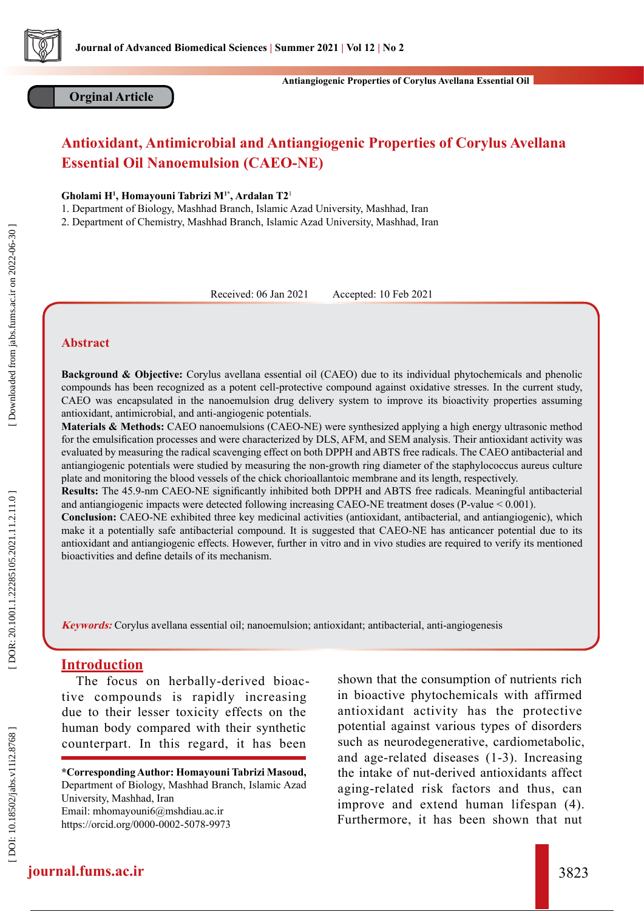Orginal Article

# Antioxidant, Antimicrobial and Antiangiogenic Properties of Corylus Avellana Essential Oil Nanoemulsion (CAEO-NE)

**Gholami H[1], Homayouni Tabrizi M[1*], Ardalan T2[1]**

1. Department of Biology, Mashhad Branch, Islamic Azad University, Mashhad, Iran
2. Department of Chemistry, Mashhad Branch, Islamic Azad University, Mashhad, Iran

Received: 06 Jan 2021 Accepted: 10 Feb 2021

## Abstract

**Background & Objective:** Corylus avellana essential oil (CAEO) due to its individual phytochemicals and phenolic compounds has been recognized as a potent cell-protective compound against oxidative stresses. In the current study, CAEO was encapsulated in the nanoemulsion drug delivery system to improve its bioactivity properties assuming antioxidant, antimicrobial, and anti-angiogenic potentials.

**Materials & Methods:** CAEO nanoemulsions (CAEO-NE) were synthesized applying a high energy ultrasonic method for the emulsification processes and were characterized by DLS, AFM, and SEM analysis. Their antioxidant activity was evaluated by measuring the radical scavenging effect on both DPPH and ABTS free radicals. The CAEO antibacterial and antiangiogenic potentials were studied by measuring the non-growth ring diameter of the staphylococcus aureus culture plate and monitoring the blood vessels of the chick chorioallantoic membrane and its length, respectively.

**Results:** The 45.9-nm CAEO-NE significantly inhibited both DPPH and ABTS free radicals. Meaningful antibacterial and antiangiogenic impacts were detected following increasing CAEO-NE treatment doses (P-value < 0.001).

**Conclusion:** CAEO-NE exhibited three key medicinal activities (antioxidant, antibacterial, and antiangiogenic), which make it a potentially safe antibacterial compound. It is suggested that CAEO-NE has anticancer potential due to its antioxidant and antiangiogenic effects. However, further in vitro and in vivo studies are required to verify its mentioned bioactivities and define details of its mechanism.

***Keywords:*** Corylus avellana essential oil; nanoemulsion; antioxidant; antibacterial, anti-angiogenesis

## Introduction

The focus on herbally-derived bioactive compounds is rapidly increasing due to their lesser toxicity effects on the human body compared with their synthetic counterpart. In this regard, it has been shown that the consumption of nutrients rich in bioactive phytochemicals with affirmed antioxidant activity has the protective potential against various types of disorders such as neurodegenerative, cardiometabolic, and age-related diseases (1-3). Increasing the intake of nut-derived antioxidants affect aging-related risk factors and thus, can improve and extend human lifespan (4). Furthermore, it has been shown that nut

**\*Corresponding Author: Homayouni Tabrizi Masoud,** Department of Biology, Mashhad Branch, Islamic Azad University, Mashhad, Iran
Email: mhomayouni6@mshdiau.ac.ir
https://orcid.org/0000-0002-5078-9973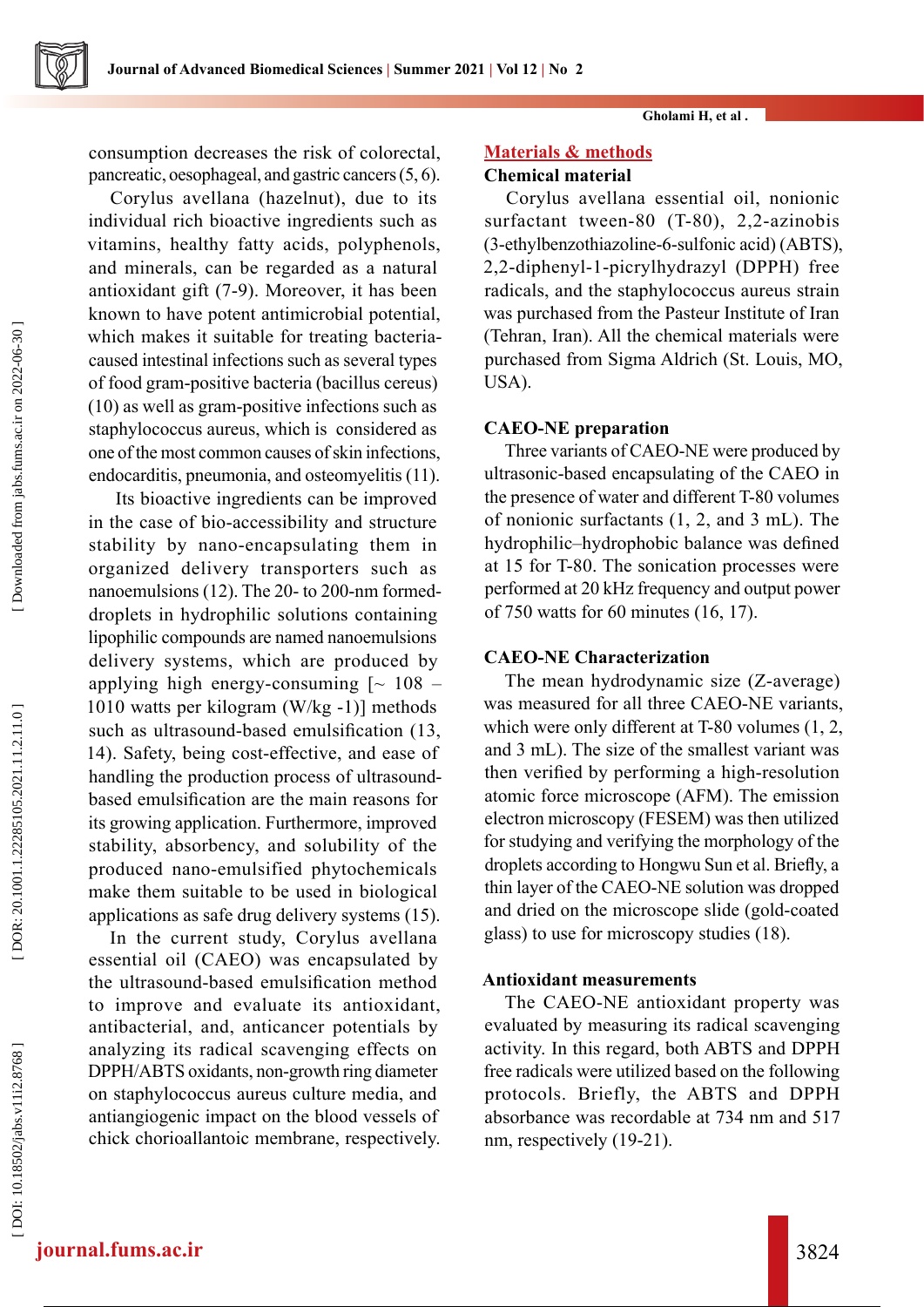consumption decreases the risk of colorectal, pancreatic, oesophageal, and gastric cancers (5, 6).

Corylus avellana (hazelnut), due to its individual rich bioactive ingredients such as vitamins, healthy fatty acids, polyphenols, and minerals, can be regarded as a natural antioxidant gift (7-9). Moreover, it has been known to have potent antimicrobial potential, which makes it suitable for treating bacteria-caused intestinal infections such as several types of food gram-positive bacteria (bacillus cereus) (10) as well as gram-positive infections such as staphylococcus aureus, which is considered as one of the most common causes of skin infections, endocarditis, pneumonia, and osteomyelitis (11).

Its bioactive ingredients can be improved in the case of bio-accessibility and structure stability by nano-encapsulating them in organized delivery transporters such as nanoemulsions (12). The 20- to 200-nm formed-droplets in hydrophilic solutions containing lipophilic compounds are named nanoemulsions delivery systems, which are produced by applying high energy-consuming [~ 108 – 1010 watts per kilogram (W/kg -1)] methods such as ultrasound-based emulsification (13, 14). Safety, being cost-effective, and ease of handling the production process of ultrasound-based emulsification are the main reasons for its growing application. Furthermore, improved stability, absorbency, and solubility of the produced nano-emulsified phytochemicals make them suitable to be used in biological applications as safe drug delivery systems (15).

In the current study, Corylus avellana essential oil (CAEO) was encapsulated by the ultrasound-based emulsification method to improve and evaluate its antioxidant, antibacterial, and, anticancer potentials by analyzing its radical scavenging effects on DPPH/ABTS oxidants, non-growth ring diameter on staphylococcus aureus culture media, and antiangiogenic impact on the blood vessels of chick chorioallantoic membrane, respectively.

## Materials & methods

### Chemical material

Corylus avellana essential oil, nonionic surfactant tween-80 (T-80), 2,2-azinobis (3-ethylbenzothiazoline-6-sulfonic acid) (ABTS), 2,2-diphenyl-1-picrylhydrazyl (DPPH) free radicals, and the staphylococcus aureus strain was purchased from the Pasteur Institute of Iran (Tehran, Iran). All the chemical materials were purchased from Sigma Aldrich (St. Louis, MO, USA).

### CAEO-NE preparation

Three variants of CAEO-NE were produced by ultrasonic-based encapsulating of the CAEO in the presence of water and different T-80 volumes of nonionic surfactants (1, 2, and 3 mL). The hydrophilic–hydrophobic balance was defined at 15 for T-80. The sonication processes were performed at 20 kHz frequency and output power of 750 watts for 60 minutes (16, 17).

### CAEO-NE Characterization

The mean hydrodynamic size (Z-average) was measured for all three CAEO-NE variants, which were only different at T-80 volumes (1, 2, and 3 mL). The size of the smallest variant was then verified by performing a high-resolution atomic force microscope (AFM). The emission electron microscopy (FESEM) was then utilized for studying and verifying the morphology of the droplets according to Hongwu Sun et al. Briefly, a thin layer of the CAEO-NE solution was dropped and dried on the microscope slide (gold-coated glass) to use for microscopy studies (18).

### Antioxidant measurements

The CAEO-NE antioxidant property was evaluated by measuring its radical scavenging activity. In this regard, both ABTS and DPPH free radicals were utilized based on the following protocols. Briefly, the ABTS and DPPH absorbance was recordable at 734 nm and 517 nm, respectively (19-21).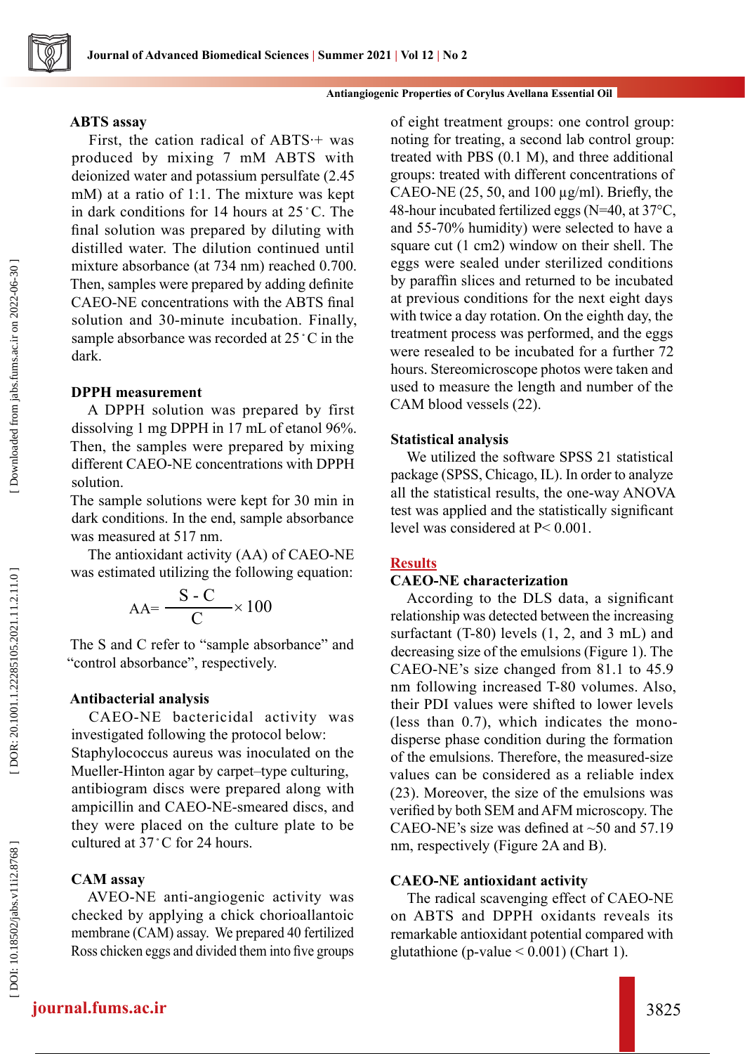### ABTS assay

First, the cation radical of ABTS·+ was produced by mixing 7 mM ABTS with deionized water and potassium persulfate (2.45 mM) at a ratio of 1:1. The mixture was kept in dark conditions for 14 hours at 25˚C. The final solution was prepared by diluting with distilled water. The dilution continued until mixture absorbance (at 734 nm) reached 0.700. Then, samples were prepared by adding definite CAEO-NE concentrations with the ABTS final solution and 30-minute incubation. Finally, sample absorbance was recorded at 25˚C in the dark.

### DPPH measurement

A DPPH solution was prepared by first dissolving 1 mg DPPH in 17 mL of etanol 96%. Then, the samples were prepared by mixing different CAEO-NE concentrations with DPPH solution.

The sample solutions were kept for 30 min in dark conditions. In the end, sample absorbance was measured at 517 nm.

The antioxidant activity (AA) of CAEO-NE was estimated utilizing the following equation:

$$AA = \frac{S - C}{C} \times 100$$

The S and C refer to "sample absorbance" and "control absorbance", respectively.

### Antibacterial analysis

CAEO-NE bactericidal activity was investigated following the protocol below: Staphylococcus aureus was inoculated on the Mueller-Hinton agar by carpet–type culturing, antibiogram discs were prepared along with ampicillin and CAEO-NE-smeared discs, and they were placed on the culture plate to be cultured at 37˚C for 24 hours.

### CAM assay

AVEO-NE anti-angiogenic activity was checked by applying a chick chorioallantoic membrane (CAM) assay. We prepared 40 fertilized Ross chicken eggs and divided them into five groups of eight treatment groups: one control group: noting for treating, a second lab control group: treated with PBS (0.1 M), and three additional groups: treated with different concentrations of CAEO-NE (25, 50, and 100 µg/ml). Briefly, the 48-hour incubated fertilized eggs (N=40, at 37°C, and 55-70% humidity) were selected to have a square cut (1 cm2) window on their shell. The eggs were sealed under sterilized conditions by paraffin slices and returned to be incubated at previous conditions for the next eight days with twice a day rotation. On the eighth day, the treatment process was performed, and the eggs were resealed to be incubated for a further 72 hours. Stereomicroscope photos were taken and used to measure the length and number of the CAM blood vessels (22).

### Statistical analysis

We utilized the software SPSS 21 statistical package (SPSS, Chicago, IL). In order to analyze all the statistical results, the one-way ANOVA test was applied and the statistically significant level was considered at $P < 0.001$.

## Results

### CAEO-NE characterization

According to the DLS data, a significant relationship was detected between the increasing surfactant (T-80) levels (1, 2, and 3 mL) and decreasing size of the emulsions (Figure 1). The CAEO-NE's size changed from 81.1 to 45.9 nm following increased T-80 volumes. Also, their PDI values were shifted to lower levels (less than 0.7), which indicates the mono-disperse phase condition during the formation of the emulsions. Therefore, the measured-size values can be considered as a reliable index (23). Moreover, the size of the emulsions was verified by both SEM and AFM microscopy. The CAEO-NE's size was defined at ~50 and 57.19 nm, respectively (Figure 2A and B).

### CAEO-NE antioxidant activity

The radical scavenging effect of CAEO-NE on ABTS and DPPH oxidants reveals its remarkable antioxidant potential compared with glutathione (p-value < 0.001) (Chart 1).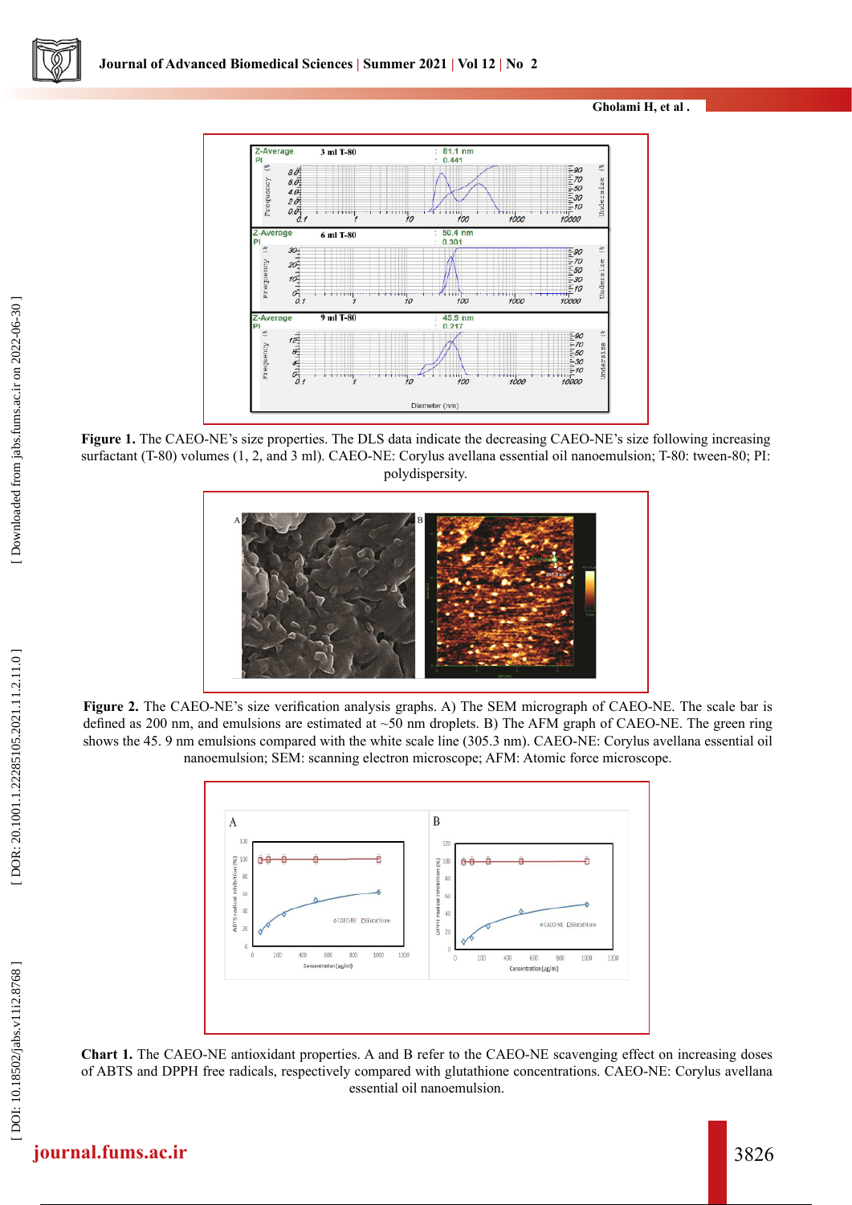**Figure 1.** The CAEO-NE's size properties. The DLS data indicate the decreasing CAEO-NE's size following increasing surfactant (T-80) volumes (1, 2, and 3 ml). CAEO-NE: Corylus avellana essential oil nanoemulsion; T-80: tween-80; PI: polydispersity.

**Figure 2.** The CAEO-NE's size verification analysis graphs. A) The SEM micrograph of CAEO-NE. The scale bar is defined as 200 nm, and emulsions are estimated at ~50 nm droplets. B) The AFM graph of CAEO-NE. The green ring shows the 45. 9 nm emulsions compared with the white scale line (305.3 nm). CAEO-NE: Corylus avellana essential oil nanoemulsion; SEM: scanning electron microscope; AFM: Atomic force microscope.

**Chart 1.** The CAEO-NE antioxidant properties. A and B refer to the CAEO-NE scavenging effect on increasing doses of ABTS and DPPH free radicals, respectively compared with glutathione concentrations. CAEO-NE: Corylus avellana essential oil nanoemulsion.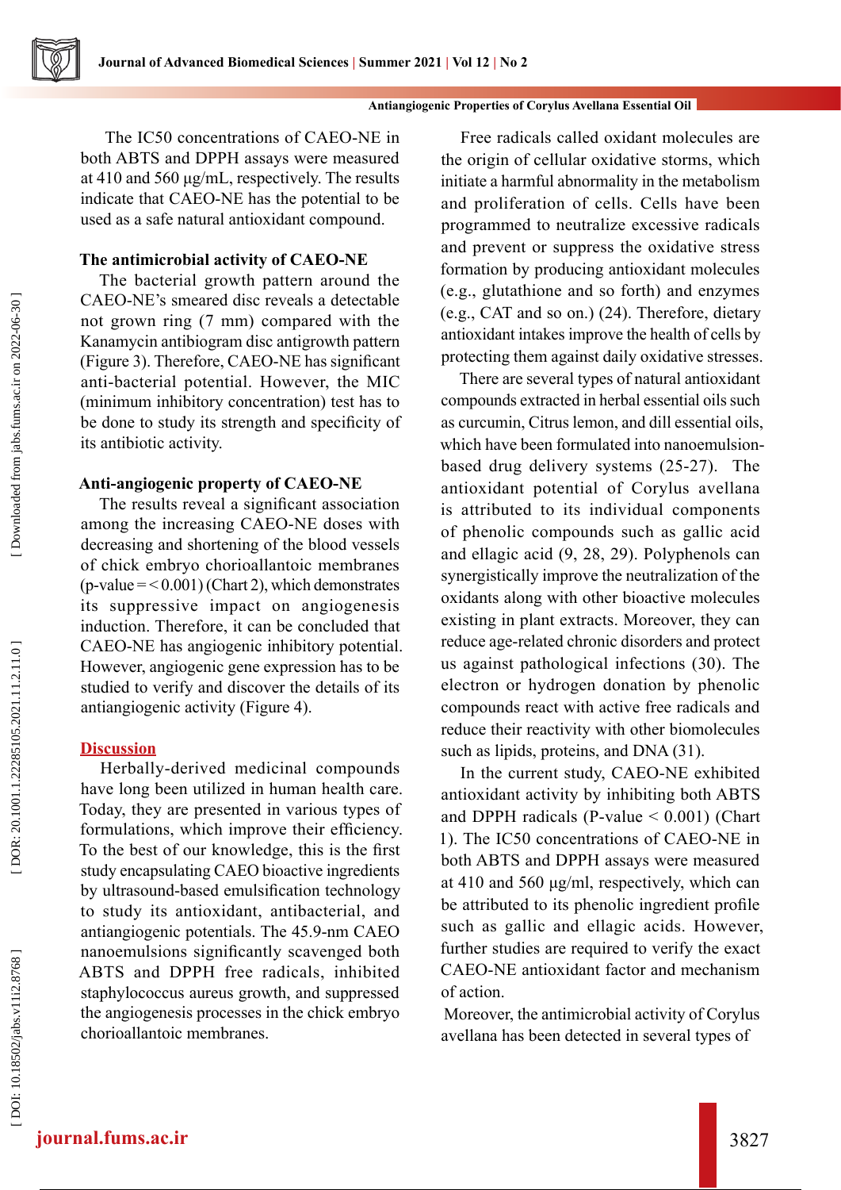The IC50 concentrations of CAEO-NE in both ABTS and DPPH assays were measured at 410 and 560 µg/mL, respectively. The results indicate that CAEO-NE has the potential to be used as a safe natural antioxidant compound.

### The antimicrobial activity of CAEO-NE

The bacterial growth pattern around the CAEO-NE's smeared disc reveals a detectable not grown ring (7 mm) compared with the Kanamycin antibiogram disc antigrowth pattern (Figure 3). Therefore, CAEO-NE has significant anti-bacterial potential. However, the MIC (minimum inhibitory concentration) test has to be done to study its strength and specificity of its antibiotic activity.

### Anti-angiogenic property of CAEO-NE

The results reveal a significant association among the increasing CAEO-NE doses with decreasing and shortening of the blood vessels of chick embryo chorioallantoic membranes (p-value =< 0.001) (Chart 2), which demonstrates its suppressive impact on angiogenesis induction. Therefore, it can be concluded that CAEO-NE has angiogenic inhibitory potential. However, angiogenic gene expression has to be studied to verify and discover the details of its antiangiogenic activity (Figure 4).

## Discussion

Herbally-derived medicinal compounds have long been utilized in human health care. Today, they are presented in various types of formulations, which improve their efficiency. To the best of our knowledge, this is the first study encapsulating CAEO bioactive ingredients by ultrasound-based emulsification technology to study its antioxidant, antibacterial, and antiangiogenic potentials. The 45.9-nm CAEO nanoemulsions significantly scavenged both ABTS and DPPH free radicals, inhibited staphylococcus aureus growth, and suppressed the angiogenesis processes in the chick embryo chorioallantoic membranes.

Free radicals called oxidant molecules are the origin of cellular oxidative storms, which initiate a harmful abnormality in the metabolism and proliferation of cells. Cells have been programmed to neutralize excessive radicals and prevent or suppress the oxidative stress formation by producing antioxidant molecules (e.g., glutathione and so forth) and enzymes (e.g., CAT and so on.) (24). Therefore, dietary antioxidant intakes improve the health of cells by protecting them against daily oxidative stresses.

There are several types of natural antioxidant compounds extracted in herbal essential oils such as curcumin, Citrus lemon, and dill essential oils, which have been formulated into nanoemulsion-based drug delivery systems (25-27). The antioxidant potential of Corylus avellana is attributed to its individual components of phenolic compounds such as gallic acid and ellagic acid (9, 28, 29). Polyphenols can synergistically improve the neutralization of the oxidants along with other bioactive molecules existing in plant extracts. Moreover, they can reduce age-related chronic disorders and protect us against pathological infections (30). The electron or hydrogen donation by phenolic compounds react with active free radicals and reduce their reactivity with other biomolecules such as lipids, proteins, and DNA (31).

In the current study, CAEO-NE exhibited antioxidant activity by inhibiting both ABTS and DPPH radicals (P-value < 0.001) (Chart 1). The IC50 concentrations of CAEO-NE in both ABTS and DPPH assays were measured at 410 and 560 µg/ml, respectively, which can be attributed to its phenolic ingredient profile such as gallic and ellagic acids. However, further studies are required to verify the exact CAEO-NE antioxidant factor and mechanism of action.

Moreover, the antimicrobial activity of Corylus avellana has been detected in several types of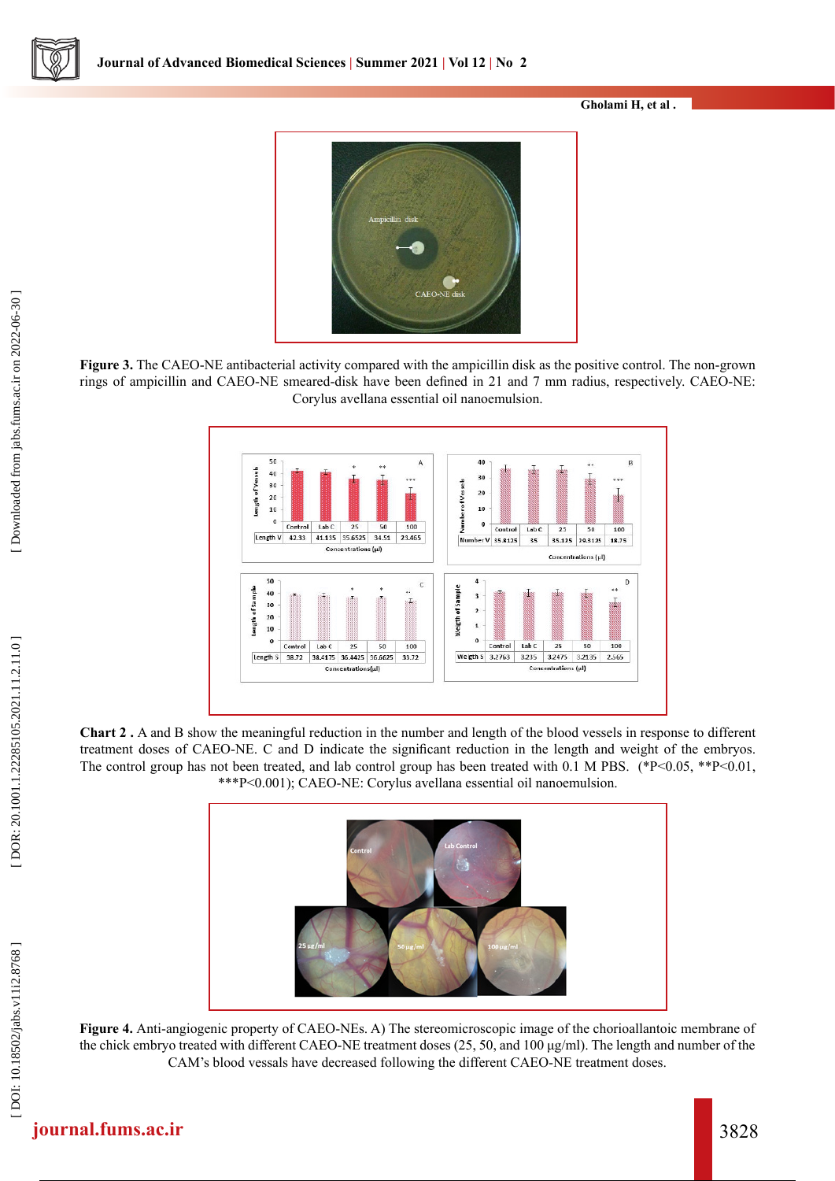**Figure 3.** The CAEO-NE antibacterial activity compared with the ampicillin disk as the positive control. The non-grown rings of ampicillin and CAEO-NE smeared-disk have been defined in 21 and 7 mm radius, respectively. CAEO-NE: Corylus avellana essential oil nanoemulsion.

**Chart 2 .** A and B show the meaningful reduction in the number and length of the blood vessels in response to different treatment doses of CAEO-NE. C and D indicate the significant reduction in the length and weight of the embryos. The control group has not been treated, and lab control group has been treated with 0.1 M PBS. (*P<0.05, **P<0.01, ***P<0.001); CAEO-NE: Corylus avellana essential oil nanoemulsion.

**Figure 4.** Anti-angiogenic property of CAEO-NEs. A) The stereomicroscopic image of the chorioallantoic membrane of the chick embryo treated with different CAEO-NE treatment doses (25, 50, and 100 μg/ml). The length and number of the CAM's blood vessals have decreased following the different CAEO-NE treatment doses.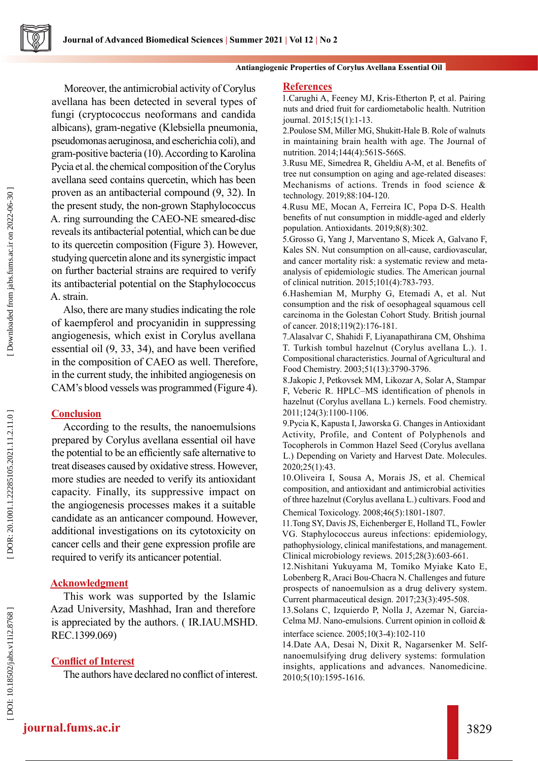Moreover, the antimicrobial activity of Corylus avellana has been detected in several types of fungi (cryptococcus neoformans and candida albicans), gram-negative (Klebsiella pneumonia, pseudomonas aeruginosa, and escherichia coli), and gram-positive bacteria (10). According to Karolina Pycia et al. the chemical composition of the Corylus avellana seed contains quercetin, which has been proven as an antibacterial compound (9, 32). In the present study, the non-grown Staphylococcus A. ring surrounding the CAEO-NE smeared-disc reveals its antibacterial potential, which can be due to its quercetin composition (Figure 3). However, studying quercetin alone and its synergistic impact on further bacterial strains are required to verify its antibacterial potential on the Staphylococcus A. strain.

Also, there are many studies indicating the role of kaempferol and procyanidin in suppressing angiogenesis, which exist in Corylus avellana essential oil (9, 33, 34), and have been verified in the composition of CAEO as well. Therefore, in the current study, the inhibited angiogenesis on CAM's blood vessels was programmed (Figure 4).

## Conclusion

According to the results, the nanoemulsions prepared by Corylus avellana essential oil have the potential to be an efficiently safe alternative to treat diseases caused by oxidative stress. However, more studies are needed to verify its antioxidant capacity. Finally, its suppressive impact on the angiogenesis processes makes it a suitable candidate as an anticancer compound. However, additional investigations on its cytotoxicity on cancer cells and their gene expression profile are required to verify its anticancer potential.

## Acknowledgment

This work was supported by the Islamic Azad University, Mashhad, Iran and therefore is appreciated by the authors. ( IR.IAU.MSHD.REC.1399.069)

## Conflict of Interest

The authors have declared no conflict of interest.

## References

1.Carughi A, Feeney MJ, Kris-Etherton P, et al. Pairing nuts and dried fruit for cardiometabolic health. Nutrition journal. 2015;15(1):1-13.

2.Poulose SM, Miller MG, Shukitt-Hale B. Role of walnuts in maintaining brain health with age. The Journal of nutrition. 2014;144(4):561S-566S.

3.Rusu ME, Simedrea R, Gheldiu A-M, et al. Benefits of tree nut consumption on aging and age-related diseases: Mechanisms of actions. Trends in food science & technology. 2019;88:104-120.

4.Rusu ME, Mocan A, Ferreira IC, Popa D-S. Health benefits of nut consumption in middle-aged and elderly population. Antioxidants. 2019;8(8):302.

5.Grosso G, Yang J, Marventano S, Micek A, Galvano F, Kales SN. Nut consumption on all-cause, cardiovascular, and cancer mortality risk: a systematic review and meta-analysis of epidemiologic studies. The American journal of clinical nutrition. 2015;101(4):783-793.

6.Hashemian M, Murphy G, Etemadi A, et al. Nut consumption and the risk of oesophageal squamous cell carcinoma in the Golestan Cohort Study. British journal of cancer. 2018;119(2):176-181.

7.Alasalvar C, Shahidi F, Liyanapathirana CM, Ohshima T. Turkish tombul hazelnut (Corylus avellana L.). 1. Compositional characteristics. Journal of Agricultural and Food Chemistry. 2003;51(13):3790-3796.

8.Jakopic J, Petkovsek MM, Likozar A, Solar A, Stampar F, Veberic R. HPLC–MS identification of phenols in hazelnut (Corylus avellana L.) kernels. Food chemistry. 2011;124(3):1100-1106.

9.Pycia K, Kapusta I, Jaworska G. Changes in Antioxidant Activity, Profile, and Content of Polyphenols and Tocopherols in Common Hazel Seed (Corylus avellana L.) Depending on Variety and Harvest Date. Molecules. 2020;25(1):43.

10.Oliveira I, Sousa A, Morais JS, et al. Chemical composition, and antioxidant and antimicrobial activities of three hazelnut (Corylus avellana L.) cultivars. Food and Chemical Toxicology. 2008;46(5):1801-1807.

11.Tong SY, Davis JS, Eichenberger E, Holland TL, Fowler VG. Staphylococcus aureus infections: epidemiology, pathophysiology, clinical manifestations, and management. Clinical microbiology reviews. 2015;28(3):603-661.

12.Nishitani Yukuyama M, Tomiko Myiake Kato E, Lobenberg R, Araci Bou-Chacra N. Challenges and future prospects of nanoemulsion as a drug delivery system. Current pharmaceutical design. 2017;23(3):495-508.

13.Solans C, Izquierdo P, Nolla J, Azemar N, Garcia-Celma MJ. Nano-emulsions. Current opinion in colloid & interface science. 2005;10(3-4):102-110

14.Date AA, Desai N, Dixit R, Nagarsenker M. Self-nanoemulsifying drug delivery systems: formulation insights, applications and advances. Nanomedicine. 2010;5(10):1595-1616.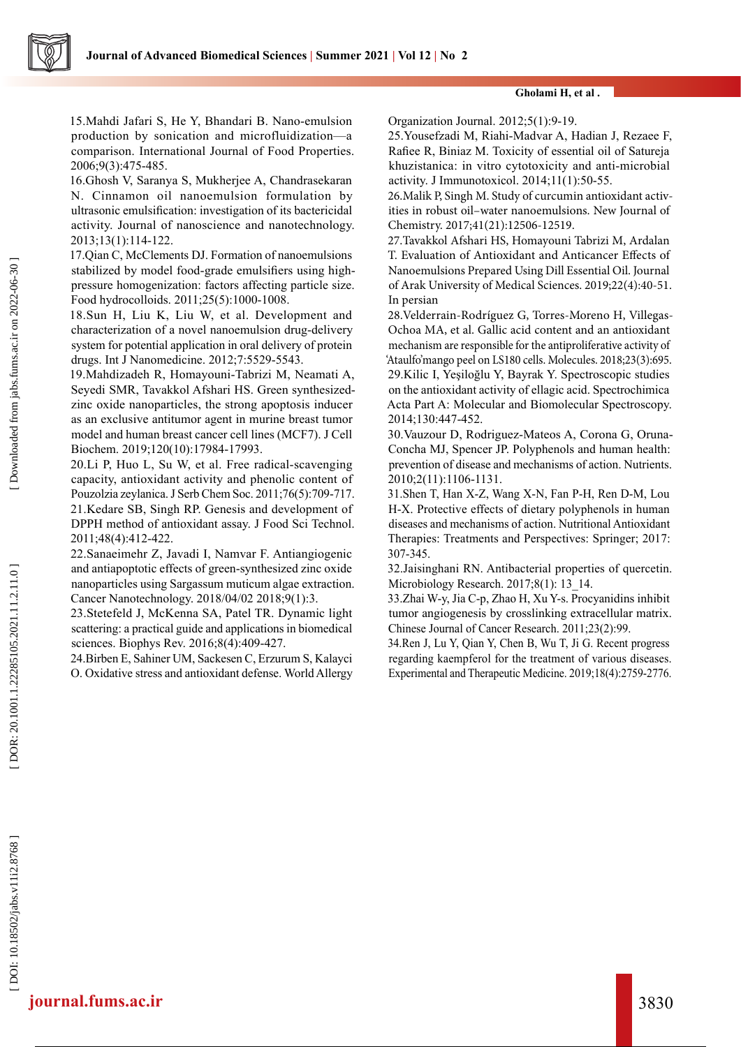15.Mahdi Jafari S, He Y, Bhandari B. Nano-emulsion production by sonication and microfluidization—a comparison. International Journal of Food Properties. 2006;9(3):475-485.

16.Ghosh V, Saranya S, Mukherjee A, Chandrasekaran N. Cinnamon oil nanoemulsion formulation by ultrasonic emulsification: investigation of its bactericidal activity. Journal of nanoscience and nanotechnology. 2013;13(1):114-122.

17.Qian C, McClements DJ. Formation of nanoemulsions stabilized by model food-grade emulsifiers using high-pressure homogenization: factors affecting particle size. Food hydrocolloids. 2011;25(5):1000-1008.

18.Sun H, Liu K, Liu W, et al. Development and characterization of a novel nanoemulsion drug-delivery system for potential application in oral delivery of protein drugs. Int J Nanomedicine. 2012;7:5529-5543.

19.Mahdizadeh R, Homayouni-Tabrizi M, Neamati A, Seyedi SMR, Tavakkol Afshari HS. Green synthesized-zinc oxide nanoparticles, the strong apoptosis inducer as an exclusive antitumor agent in murine breast tumor model and human breast cancer cell lines (MCF7). J Cell Biochem. 2019;120(10):17984-17993.

20.Li P, Huo L, Su W, et al. Free radical-scavenging capacity, antioxidant activity and phenolic content of Pouzolzia zeylanica. J Serb Chem Soc. 2011;76(5):709-717.

21.Kedare SB, Singh RP. Genesis and development of DPPH method of antioxidant assay. J Food Sci Technol. 2011;48(4):412-422.

22.Sanaeimehr Z, Javadi I, Namvar F. Antiangiogenic and antiapoptotic effects of green-synthesized zinc oxide nanoparticles using Sargassum muticum algae extraction. Cancer Nanotechnology. 2018/04/02 2018;9(1):3.

23.Stetefeld J, McKenna SA, Patel TR. Dynamic light scattering: a practical guide and applications in biomedical sciences. Biophys Rev. 2016;8(4):409-427.

24.Birben E, Sahiner UM, Sackesen C, Erzurum S, Kalayci O. Oxidative stress and antioxidant defense. World Allergy Organization Journal. 2012;5(1):9-19.

25.Yousefzadi M, Riahi-Madvar A, Hadian J, Rezaee F, Rafiee R, Biniaz M. Toxicity of essential oil of Satureja khuzistanica: in vitro cytotoxicity and anti-microbial activity. J Immunotoxicol. 2014;11(1):50-55.

26.Malik P, Singh M. Study of curcumin antioxidant activities in robust oil–water nanoemulsions. New Journal of Chemistry. 2017;41(21):12506-12519.

27.Tavakkol Afshari HS, Homayouni Tabrizi M, Ardalan T. Evaluation of Antioxidant and Anticancer Effects of Nanoemulsions Prepared Using Dill Essential Oil. Journal of Arak University of Medical Sciences. 2019;22(4):40-51. In persian

28.Velderrain-Rodríguez G, Torres-Moreno H, Villegas-Ochoa MA, et al. Gallic acid content and an antioxidant mechanism are responsible for the antiproliferative activity of 'Ataulfo'mango peel on LS180 cells. Molecules. 2018;23(3):695.

29.Kilic I, Yeşiloğlu Y, Bayrak Y. Spectroscopic studies on the antioxidant activity of ellagic acid. Spectrochimica Acta Part A: Molecular and Biomolecular Spectroscopy. 2014;130:447-452.

30.Vauzour D, Rodriguez-Mateos A, Corona G, Oruna-Concha MJ, Spencer JP. Polyphenols and human health: prevention of disease and mechanisms of action. Nutrients. 2010;2(11):1106-1131.

31.Shen T, Han X-Z, Wang X-N, Fan P-H, Ren D-M, Lou H-X. Protective effects of dietary polyphenols in human diseases and mechanisms of action. Nutritional Antioxidant Therapies: Treatments and Perspectives: Springer; 2017: 307-345.

32.Jaisinghani RN. Antibacterial properties of quercetin. Microbiology Research. 2017;8(1): 13_14.

33.Zhai W-y, Jia C-p, Zhao H, Xu Y-s. Procyanidins inhibit tumor angiogenesis by crosslinking extracellular matrix. Chinese Journal of Cancer Research. 2011;23(2):99.

34.Ren J, Lu Y, Qian Y, Chen B, Wu T, Ji G. Recent progress regarding kaempferol for the treatment of various diseases. Experimental and Therapeutic Medicine. 2019;18(4):2759-2776.